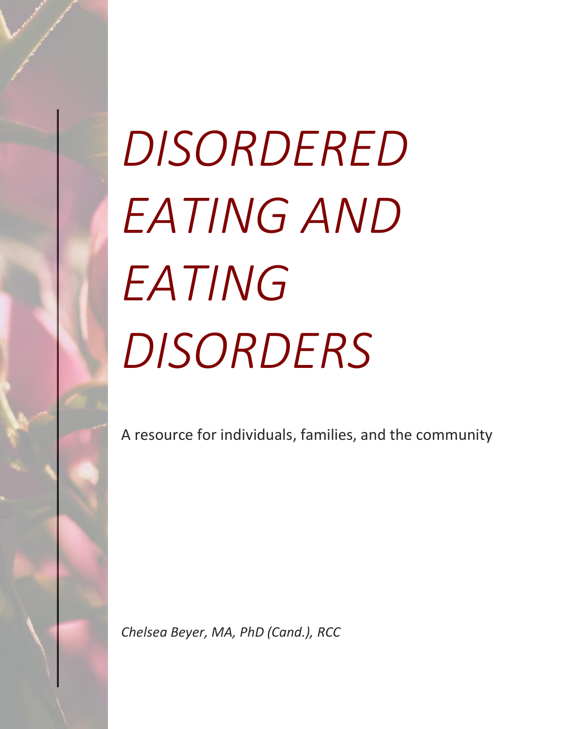# *DISORDERED EATING AND EATING DISORDERS*

A resource for individuals, families, and the community

*Chelsea Beyer, MA, PhD (Cand.), RCC*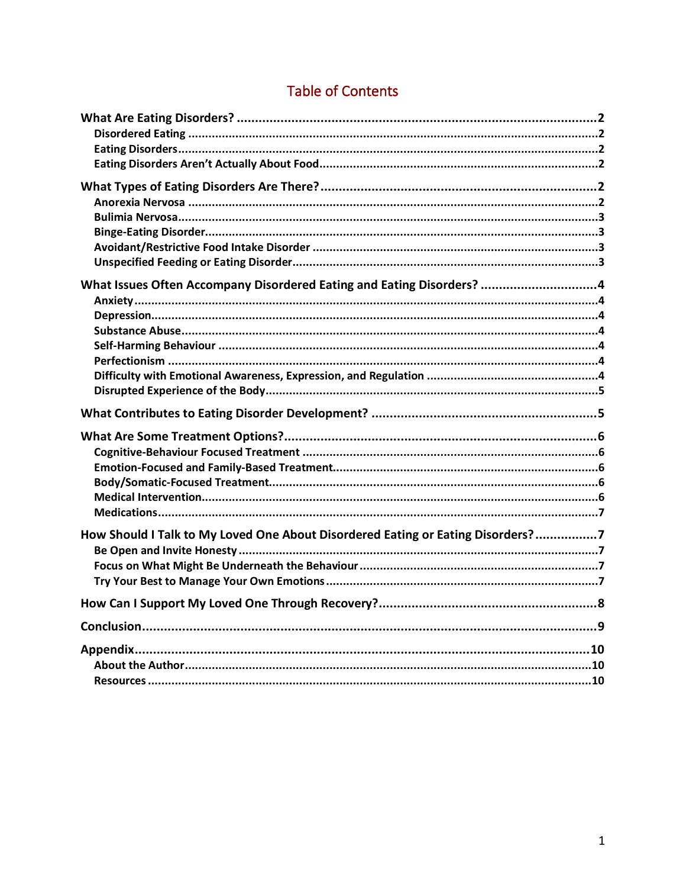# Table of Contents

**What Are Eating Disorders?** .......... 2
- Disordered Eating .......... 2
- Eating Disorders .......... 2
- Eating Disorders Aren't Actually About Food .......... 2

**What Types of Eating Disorders Are There?** .......... 2
- Anorexia Nervosa .......... 2
- Bulimia Nervosa .......... 3
- Binge-Eating Disorder .......... 3
- Avoidant/Restrictive Food Intake Disorder .......... 3
- Unspecified Feeding or Eating Disorder .......... 3

**What Issues Often Accompany Disordered Eating and Eating Disorders?** .......... 4
- Anxiety .......... 4
- Depression .......... 4
- Substance Abuse .......... 4
- Self-Harming Behaviour .......... 4
- Perfectionism .......... 4
- Difficulty with Emotional Awareness, Expression, and Regulation .......... 4
- Disrupted Experience of the Body .......... 5

**What Contributes to Eating Disorder Development?** .......... 5

**What Are Some Treatment Options?** .......... 6
- Cognitive-Behaviour Focused Treatment .......... 6
- Emotion-Focused and Family-Based Treatment .......... 6
- Body/Somatic-Focused Treatment .......... 6
- Medical Intervention .......... 6
- Medications .......... 7

**How Should I Talk to My Loved One About Disordered Eating or Eating Disorders?** .......... 7
- Be Open and Invite Honesty .......... 7
- Focus on What Might Be Underneath the Behaviour .......... 7
- Try Your Best to Manage Your Own Emotions .......... 7

**How Can I Support My Loved One Through Recovery?** .......... 8

**Conclusion** .......... 9

**Appendix** .......... 10
- About the Author .......... 10
- Resources .......... 10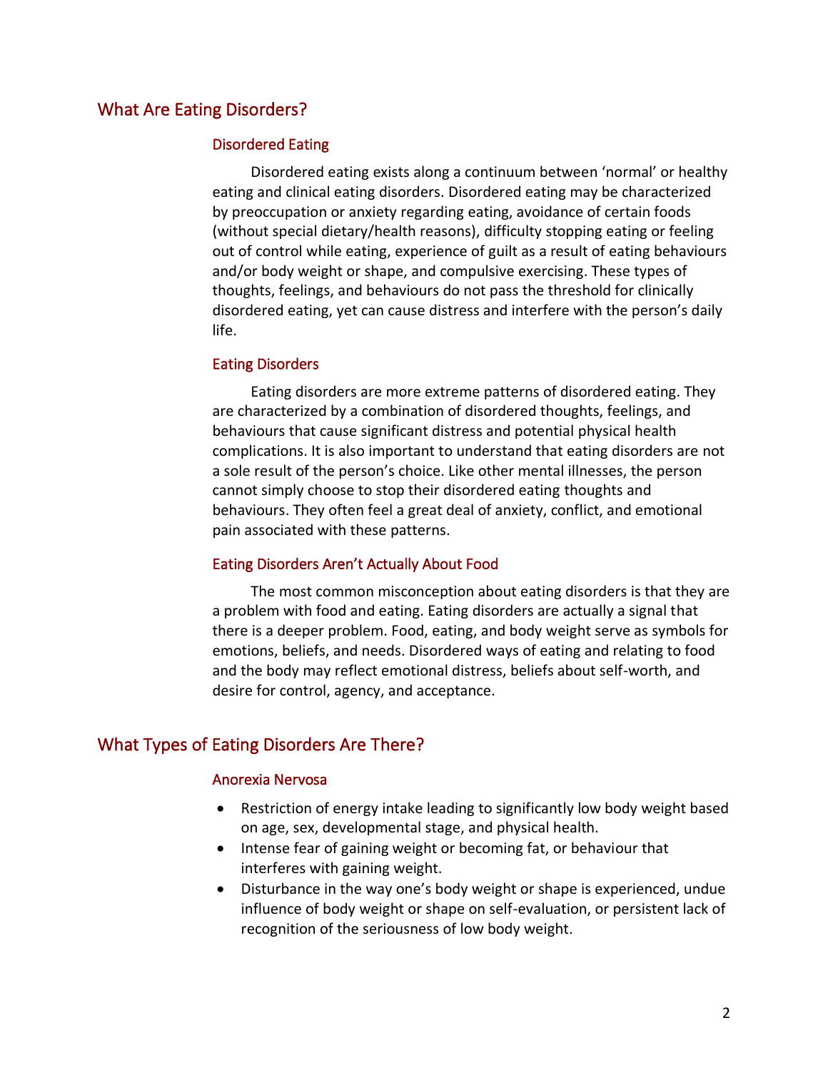## What Are Eating Disorders?

### Disordered Eating

Disordered eating exists along a continuum between 'normal' or healthy eating and clinical eating disorders. Disordered eating may be characterized by preoccupation or anxiety regarding eating, avoidance of certain foods (without special dietary/health reasons), difficulty stopping eating or feeling out of control while eating, experience of guilt as a result of eating behaviours and/or body weight or shape, and compulsive exercising. These types of thoughts, feelings, and behaviours do not pass the threshold for clinically disordered eating, yet can cause distress and interfere with the person's daily life.

### Eating Disorders

Eating disorders are more extreme patterns of disordered eating. They are characterized by a combination of disordered thoughts, feelings, and behaviours that cause significant distress and potential physical health complications. It is also important to understand that eating disorders are not a sole result of the person's choice. Like other mental illnesses, the person cannot simply choose to stop their disordered eating thoughts and behaviours. They often feel a great deal of anxiety, conflict, and emotional pain associated with these patterns.

### Eating Disorders Aren't Actually About Food

The most common misconception about eating disorders is that they are a problem with food and eating. Eating disorders are actually a signal that there is a deeper problem. Food, eating, and body weight serve as symbols for emotions, beliefs, and needs. Disordered ways of eating and relating to food and the body may reflect emotional distress, beliefs about self-worth, and desire for control, agency, and acceptance.

## What Types of Eating Disorders Are There?

### Anorexia Nervosa

- Restriction of energy intake leading to significantly low body weight based on age, sex, developmental stage, and physical health.
- Intense fear of gaining weight or becoming fat, or behaviour that interferes with gaining weight.
- Disturbance in the way one's body weight or shape is experienced, undue influence of body weight or shape on self-evaluation, or persistent lack of recognition of the seriousness of low body weight.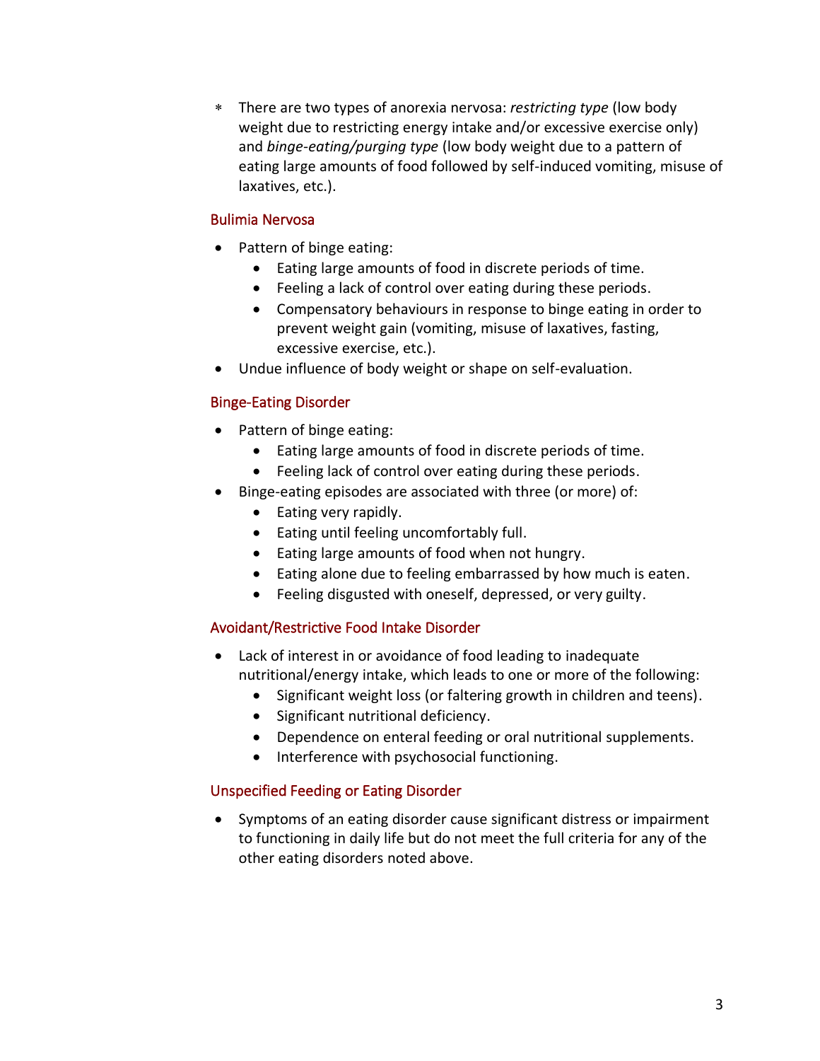* There are two types of anorexia nervosa: *restricting type* (low body weight due to restricting energy intake and/or excessive exercise only) and *binge-eating/purging type* (low body weight due to a pattern of eating large amounts of food followed by self-induced vomiting, misuse of laxatives, etc.).

### Bulimia Nervosa

- Pattern of binge eating:
  - Eating large amounts of food in discrete periods of time.
  - Feeling a lack of control over eating during these periods.
  - Compensatory behaviours in response to binge eating in order to prevent weight gain (vomiting, misuse of laxatives, fasting, excessive exercise, etc.).
- Undue influence of body weight or shape on self-evaluation.

### Binge-Eating Disorder

- Pattern of binge eating:
  - Eating large amounts of food in discrete periods of time.
  - Feeling lack of control over eating during these periods.
- Binge-eating episodes are associated with three (or more) of:
  - Eating very rapidly.
  - Eating until feeling uncomfortably full.
  - Eating large amounts of food when not hungry.
  - Eating alone due to feeling embarrassed by how much is eaten.
  - Feeling disgusted with oneself, depressed, or very guilty.

### Avoidant/Restrictive Food Intake Disorder

- Lack of interest in or avoidance of food leading to inadequate nutritional/energy intake, which leads to one or more of the following:
  - Significant weight loss (or faltering growth in children and teens).
  - Significant nutritional deficiency.
  - Dependence on enteral feeding or oral nutritional supplements.
  - Interference with psychosocial functioning.

### Unspecified Feeding or Eating Disorder

- Symptoms of an eating disorder cause significant distress or impairment to functioning in daily life but do not meet the full criteria for any of the other eating disorders noted above.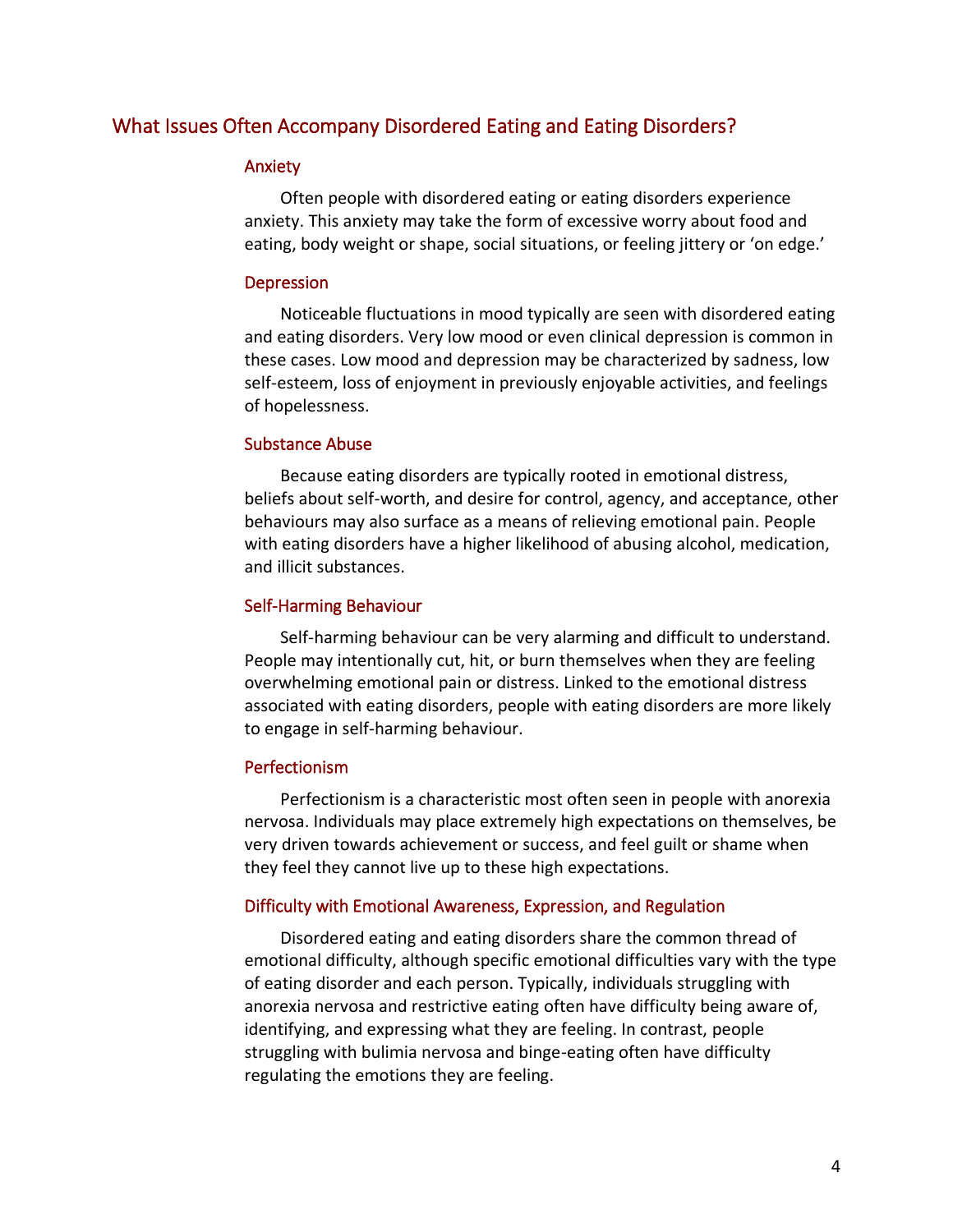## What Issues Often Accompany Disordered Eating and Eating Disorders?

### Anxiety

Often people with disordered eating or eating disorders experience anxiety. This anxiety may take the form of excessive worry about food and eating, body weight or shape, social situations, or feeling jittery or 'on edge.'

### Depression

Noticeable fluctuations in mood typically are seen with disordered eating and eating disorders. Very low mood or even clinical depression is common in these cases. Low mood and depression may be characterized by sadness, low self-esteem, loss of enjoyment in previously enjoyable activities, and feelings of hopelessness.

### Substance Abuse

Because eating disorders are typically rooted in emotional distress, beliefs about self-worth, and desire for control, agency, and acceptance, other behaviours may also surface as a means of relieving emotional pain. People with eating disorders have a higher likelihood of abusing alcohol, medication, and illicit substances.

### Self-Harming Behaviour

Self-harming behaviour can be very alarming and difficult to understand. People may intentionally cut, hit, or burn themselves when they are feeling overwhelming emotional pain or distress. Linked to the emotional distress associated with eating disorders, people with eating disorders are more likely to engage in self-harming behaviour.

### Perfectionism

Perfectionism is a characteristic most often seen in people with anorexia nervosa. Individuals may place extremely high expectations on themselves, be very driven towards achievement or success, and feel guilt or shame when they feel they cannot live up to these high expectations.

### Difficulty with Emotional Awareness, Expression, and Regulation

Disordered eating and eating disorders share the common thread of emotional difficulty, although specific emotional difficulties vary with the type of eating disorder and each person. Typically, individuals struggling with anorexia nervosa and restrictive eating often have difficulty being aware of, identifying, and expressing what they are feeling. In contrast, people struggling with bulimia nervosa and binge-eating often have difficulty regulating the emotions they are feeling.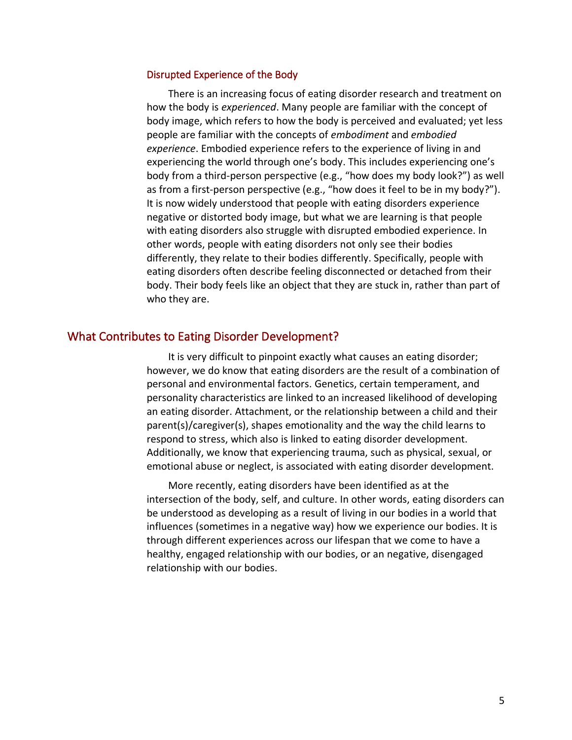### Disrupted Experience of the Body

There is an increasing focus of eating disorder research and treatment on how the body is *experienced*. Many people are familiar with the concept of body image, which refers to how the body is perceived and evaluated; yet less people are familiar with the concepts of *embodiment* and *embodied experience*. Embodied experience refers to the experience of living in and experiencing the world through one's body. This includes experiencing one's body from a third-person perspective (e.g., "how does my body look?") as well as from a first-person perspective (e.g., "how does it feel to be in my body?"). It is now widely understood that people with eating disorders experience negative or distorted body image, but what we are learning is that people with eating disorders also struggle with disrupted embodied experience. In other words, people with eating disorders not only see their bodies differently, they relate to their bodies differently. Specifically, people with eating disorders often describe feeling disconnected or detached from their body. Their body feels like an object that they are stuck in, rather than part of who they are.

## What Contributes to Eating Disorder Development?

It is very difficult to pinpoint exactly what causes an eating disorder; however, we do know that eating disorders are the result of a combination of personal and environmental factors. Genetics, certain temperament, and personality characteristics are linked to an increased likelihood of developing an eating disorder. Attachment, or the relationship between a child and their parent(s)/caregiver(s), shapes emotionality and the way the child learns to respond to stress, which also is linked to eating disorder development. Additionally, we know that experiencing trauma, such as physical, sexual, or emotional abuse or neglect, is associated with eating disorder development.

More recently, eating disorders have been identified as at the intersection of the body, self, and culture. In other words, eating disorders can be understood as developing as a result of living in our bodies in a world that influences (sometimes in a negative way) how we experience our bodies. It is through different experiences across our lifespan that we come to have a healthy, engaged relationship with our bodies, or an negative, disengaged relationship with our bodies.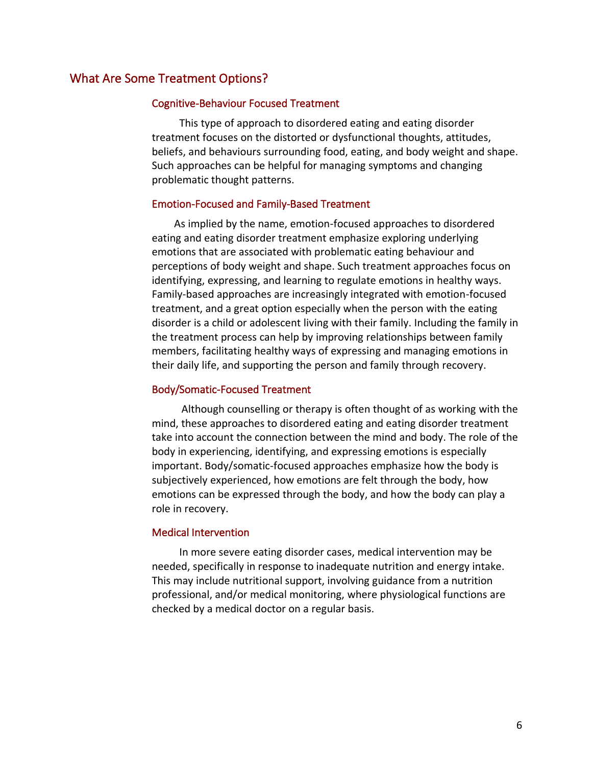## What Are Some Treatment Options?

### Cognitive-Behaviour Focused Treatment

This type of approach to disordered eating and eating disorder treatment focuses on the distorted or dysfunctional thoughts, attitudes, beliefs, and behaviours surrounding food, eating, and body weight and shape. Such approaches can be helpful for managing symptoms and changing problematic thought patterns.

### Emotion-Focused and Family-Based Treatment

As implied by the name, emotion-focused approaches to disordered eating and eating disorder treatment emphasize exploring underlying emotions that are associated with problematic eating behaviour and perceptions of body weight and shape. Such treatment approaches focus on identifying, expressing, and learning to regulate emotions in healthy ways. Family-based approaches are increasingly integrated with emotion-focused treatment, and a great option especially when the person with the eating disorder is a child or adolescent living with their family. Including the family in the treatment process can help by improving relationships between family members, facilitating healthy ways of expressing and managing emotions in their daily life, and supporting the person and family through recovery.

### Body/Somatic-Focused Treatment

Although counselling or therapy is often thought of as working with the mind, these approaches to disordered eating and eating disorder treatment take into account the connection between the mind and body. The role of the body in experiencing, identifying, and expressing emotions is especially important. Body/somatic-focused approaches emphasize how the body is subjectively experienced, how emotions are felt through the body, how emotions can be expressed through the body, and how the body can play a role in recovery.

### Medical Intervention

In more severe eating disorder cases, medical intervention may be needed, specifically in response to inadequate nutrition and energy intake. This may include nutritional support, involving guidance from a nutrition professional, and/or medical monitoring, where physiological functions are checked by a medical doctor on a regular basis.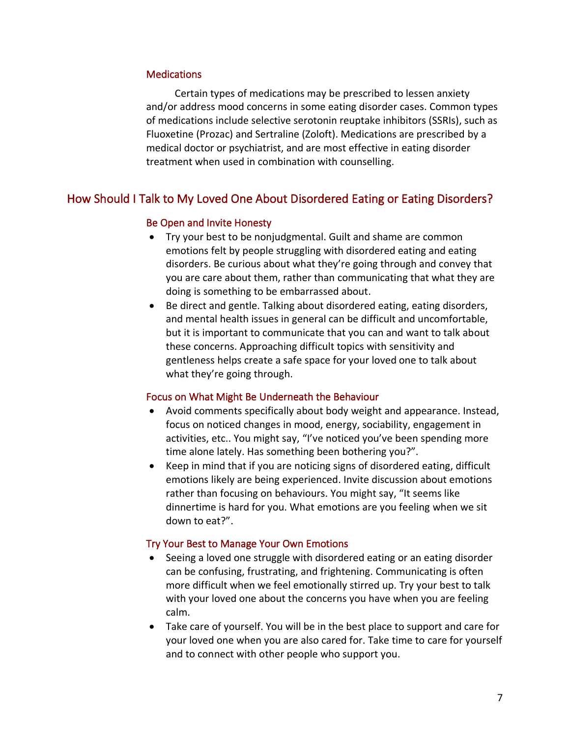### Medications

Certain types of medications may be prescribed to lessen anxiety and/or address mood concerns in some eating disorder cases. Common types of medications include selective serotonin reuptake inhibitors (SSRIs), such as Fluoxetine (Prozac) and Sertraline (Zoloft). Medications are prescribed by a medical doctor or psychiatrist, and are most effective in eating disorder treatment when used in combination with counselling.

## How Should I Talk to My Loved One About Disordered Eating or Eating Disorders?

### Be Open and Invite Honesty

- Try your best to be nonjudgmental. Guilt and shame are common emotions felt by people struggling with disordered eating and eating disorders. Be curious about what they're going through and convey that you are care about them, rather than communicating that what they are doing is something to be embarrassed about.
- Be direct and gentle. Talking about disordered eating, eating disorders, and mental health issues in general can be difficult and uncomfortable, but it is important to communicate that you can and want to talk about these concerns. Approaching difficult topics with sensitivity and gentleness helps create a safe space for your loved one to talk about what they're going through.

### Focus on What Might Be Underneath the Behaviour

- Avoid comments specifically about body weight and appearance. Instead, focus on noticed changes in mood, energy, sociability, engagement in activities, etc.. You might say, "I've noticed you've been spending more time alone lately. Has something been bothering you?".
- Keep in mind that if you are noticing signs of disordered eating, difficult emotions likely are being experienced. Invite discussion about emotions rather than focusing on behaviours. You might say, "It seems like dinnertime is hard for you. What emotions are you feeling when we sit down to eat?".

### Try Your Best to Manage Your Own Emotions

- Seeing a loved one struggle with disordered eating or an eating disorder can be confusing, frustrating, and frightening. Communicating is often more difficult when we feel emotionally stirred up. Try your best to talk with your loved one about the concerns you have when you are feeling calm.
- Take care of yourself. You will be in the best place to support and care for your loved one when you are also cared for. Take time to care for yourself and to connect with other people who support you.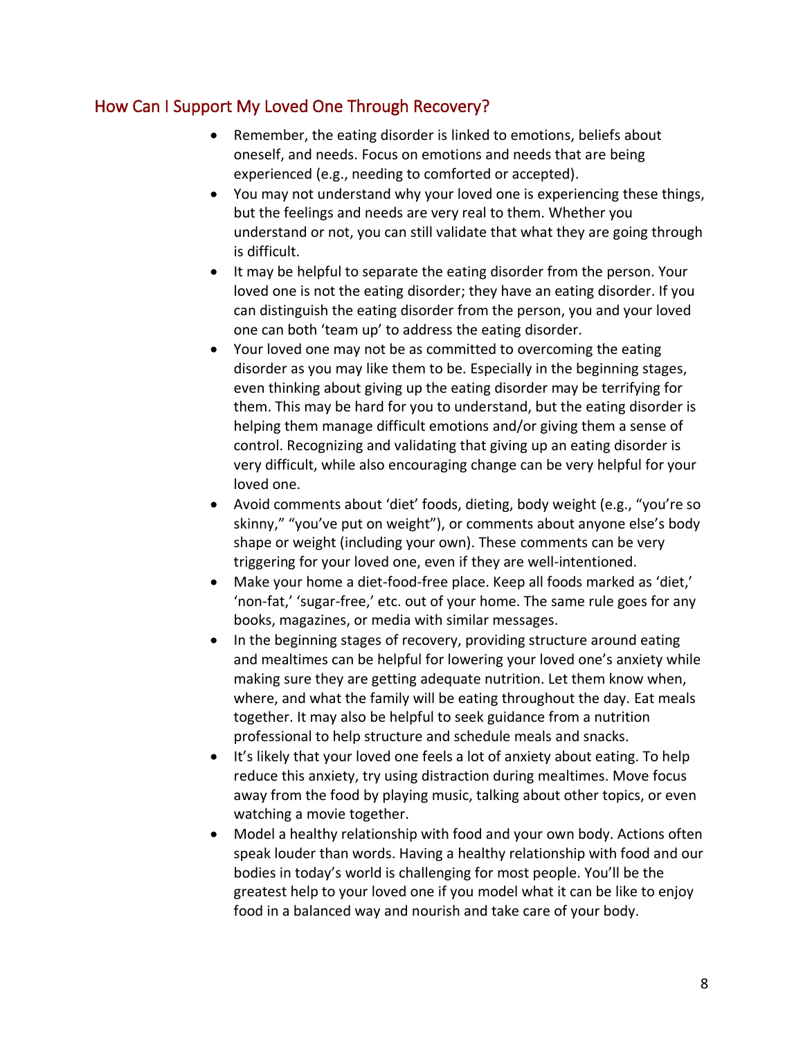## How Can I Support My Loved One Through Recovery?

- Remember, the eating disorder is linked to emotions, beliefs about oneself, and needs. Focus on emotions and needs that are being experienced (e.g., needing to comforted or accepted).
- You may not understand why your loved one is experiencing these things, but the feelings and needs are very real to them. Whether you understand or not, you can still validate that what they are going through is difficult.
- It may be helpful to separate the eating disorder from the person. Your loved one is not the eating disorder; they have an eating disorder. If you can distinguish the eating disorder from the person, you and your loved one can both 'team up' to address the eating disorder.
- Your loved one may not be as committed to overcoming the eating disorder as you may like them to be. Especially in the beginning stages, even thinking about giving up the eating disorder may be terrifying for them. This may be hard for you to understand, but the eating disorder is helping them manage difficult emotions and/or giving them a sense of control. Recognizing and validating that giving up an eating disorder is very difficult, while also encouraging change can be very helpful for your loved one.
- Avoid comments about 'diet' foods, dieting, body weight (e.g., "you're so skinny," "you've put on weight"), or comments about anyone else's body shape or weight (including your own). These comments can be very triggering for your loved one, even if they are well-intentioned.
- Make your home a diet-food-free place. Keep all foods marked as 'diet,' 'non-fat,' 'sugar-free,' etc. out of your home. The same rule goes for any books, magazines, or media with similar messages.
- In the beginning stages of recovery, providing structure around eating and mealtimes can be helpful for lowering your loved one's anxiety while making sure they are getting adequate nutrition. Let them know when, where, and what the family will be eating throughout the day. Eat meals together. It may also be helpful to seek guidance from a nutrition professional to help structure and schedule meals and snacks.
- It's likely that your loved one feels a lot of anxiety about eating. To help reduce this anxiety, try using distraction during mealtimes. Move focus away from the food by playing music, talking about other topics, or even watching a movie together.
- Model a healthy relationship with food and your own body. Actions often speak louder than words. Having a healthy relationship with food and our bodies in today's world is challenging for most people. You'll be the greatest help to your loved one if you model what it can be like to enjoy food in a balanced way and nourish and take care of your body.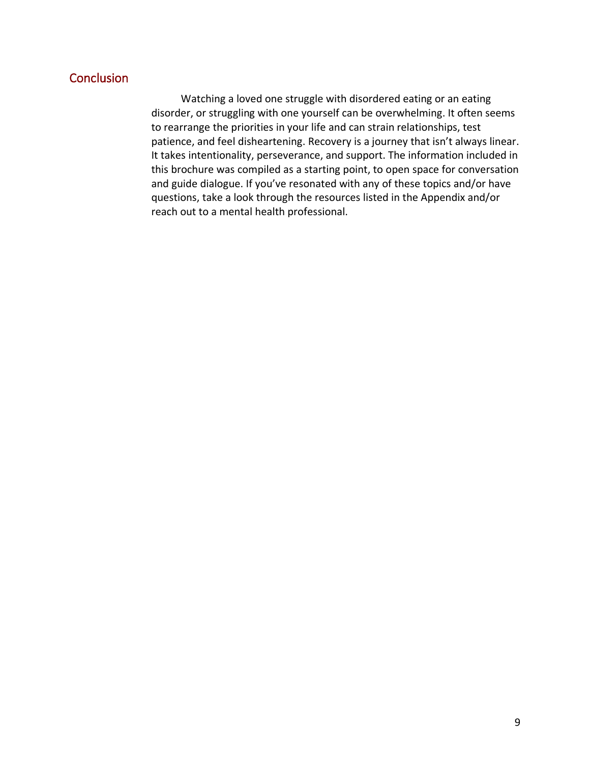## Conclusion

Watching a loved one struggle with disordered eating or an eating disorder, or struggling with one yourself can be overwhelming. It often seems to rearrange the priorities in your life and can strain relationships, test patience, and feel disheartening. Recovery is a journey that isn't always linear. It takes intentionality, perseverance, and support. The information included in this brochure was compiled as a starting point, to open space for conversation and guide dialogue. If you've resonated with any of these topics and/or have questions, take a look through the resources listed in the Appendix and/or reach out to a mental health professional.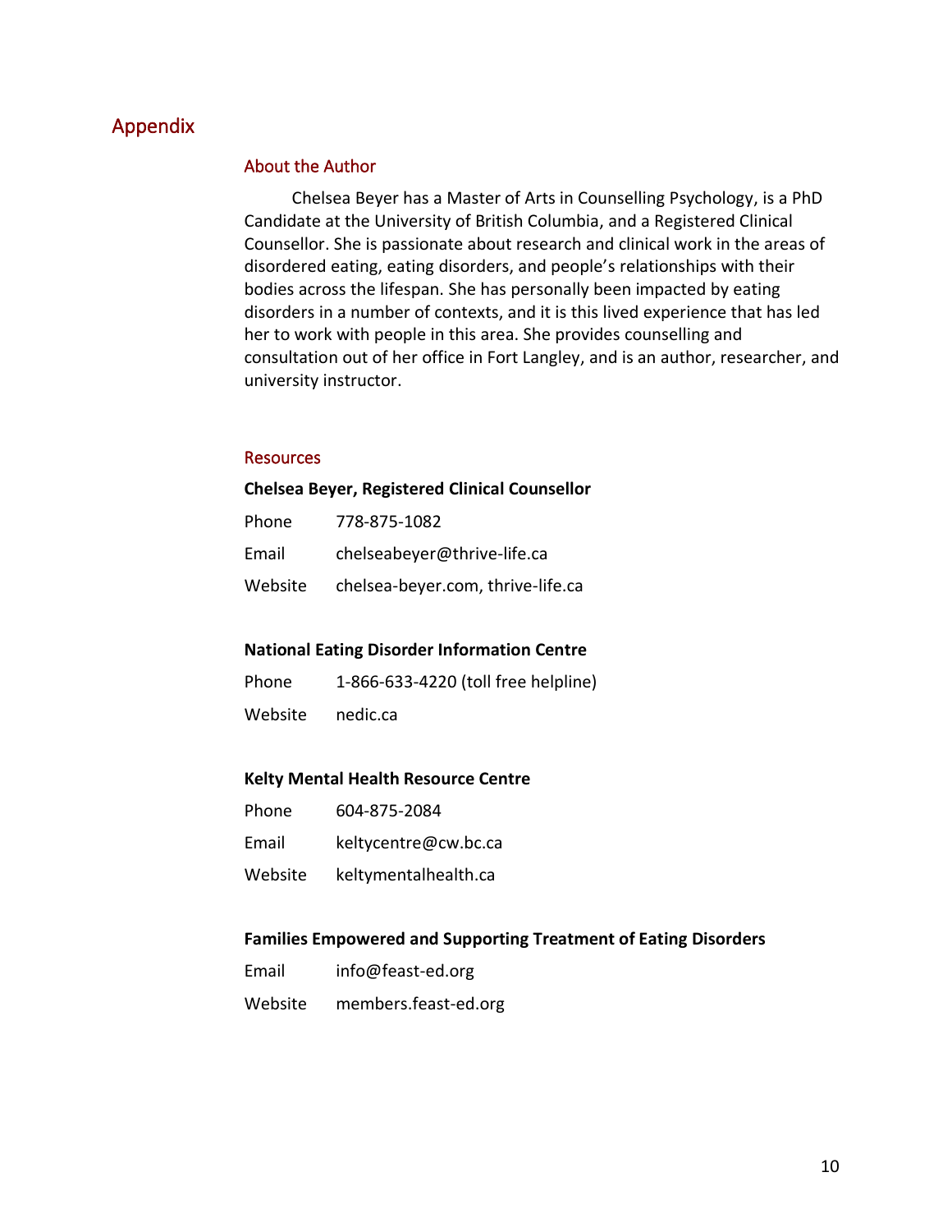# Appendix

## About the Author

Chelsea Beyer has a Master of Arts in Counselling Psychology, is a PhD Candidate at the University of British Columbia, and a Registered Clinical Counsellor. She is passionate about research and clinical work in the areas of disordered eating, eating disorders, and people's relationships with their bodies across the lifespan. She has personally been impacted by eating disorders in a number of contexts, and it is this lived experience that has led her to work with people in this area. She provides counselling and consultation out of her office in Fort Langley, and is an author, researcher, and university instructor.

## Resources

**Chelsea Beyer, Registered Clinical Counsellor**

| | |
|---|---|
| Phone | 778-875-1082 |
| Email | chelseabeyer@thrive-life.ca |
| Website | chelsea-beyer.com, thrive-life.ca |

**National Eating Disorder Information Centre**

| | |
|---|---|
| Phone | 1-866-633-4220 (toll free helpline) |
| Website | nedic.ca |

**Kelty Mental Health Resource Centre**

| | |
|---|---|
| Phone | 604-875-2084 |
| Email | keltycentre@cw.bc.ca |
| Website | keltymentalhealth.ca |

**Families Empowered and Supporting Treatment of Eating Disorders**

| | |
|---|---|
| Email | info@feast-ed.org |
| Website | members.feast-ed.org |